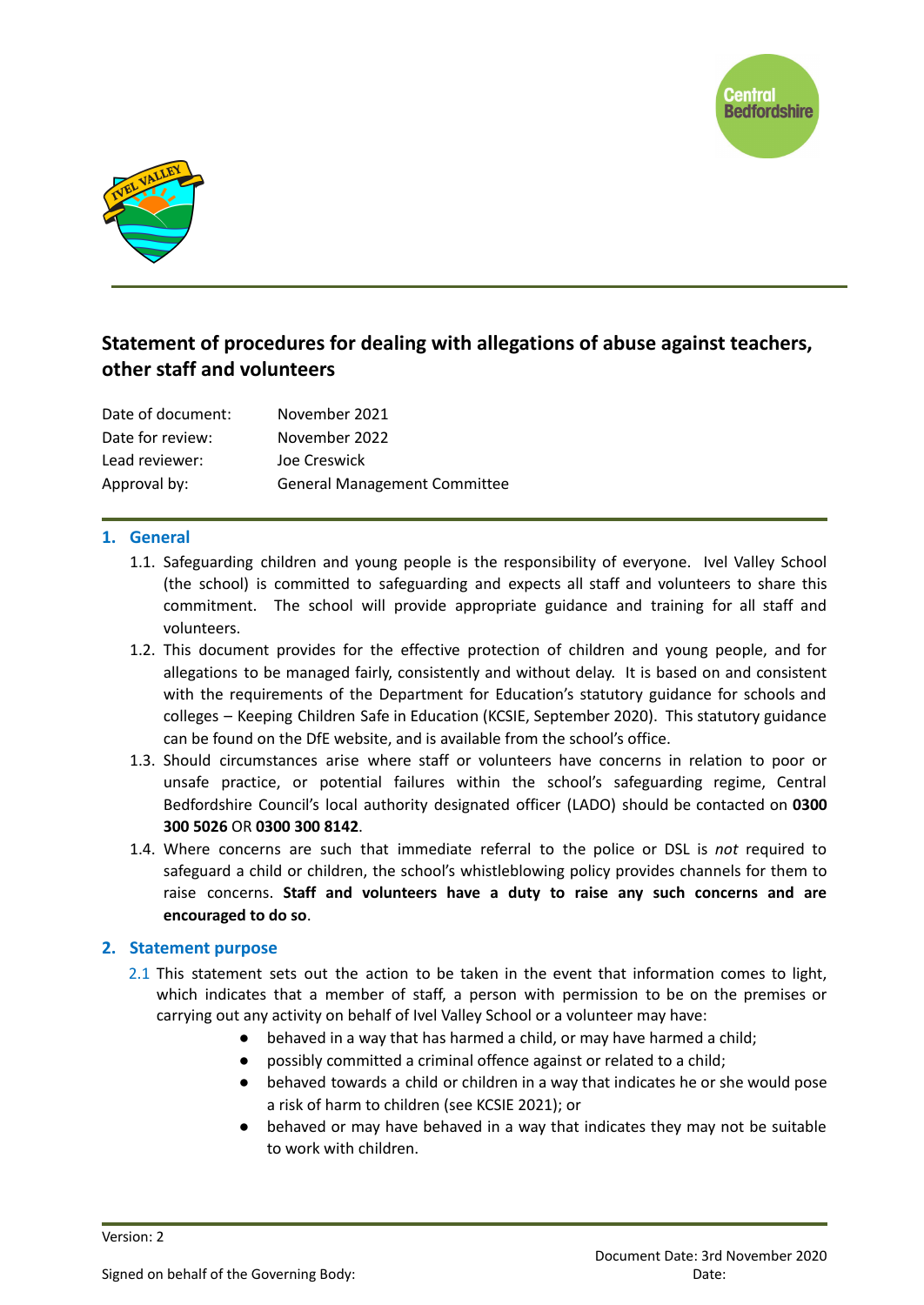## Statement of procedures for dealing with allegations of abuse against teachers, other staff and volunteers

| | |
|---|---|
| Date of document: | November 2021 |
| Date for review: | November 2022 |
| Lead reviewer: | Joe Creswick |
| Approval by: | General Management Committee |

### 1. General

1.1. Safeguarding children and young people is the responsibility of everyone. Ivel Valley School (the school) is committed to safeguarding and expects all staff and volunteers to share this commitment. The school will provide appropriate guidance and training for all staff and volunteers.

1.2. This document provides for the effective protection of children and young people, and for allegations to be managed fairly, consistently and without delay. It is based on and consistent with the requirements of the Department for Education's statutory guidance for schools and colleges – Keeping Children Safe in Education (KCSIE, September 2020). This statutory guidance can be found on the DfE website, and is available from the school's office.

1.3. Should circumstances arise where staff or volunteers have concerns in relation to poor or unsafe practice, or potential failures within the school's safeguarding regime, Central Bedfordshire Council's local authority designated officer (LADO) should be contacted on **0300 300 5026** OR **0300 300 8142**.

1.4. Where concerns are such that immediate referral to the police or DSL is *not* required to safeguard a child or children, the school's whistleblowing policy provides channels for them to raise concerns. **Staff and volunteers have a duty to raise any such concerns and are encouraged to do so**.

### 2. Statement purpose

2.1 This statement sets out the action to be taken in the event that information comes to light, which indicates that a member of staff, a person with permission to be on the premises or carrying out any activity on behalf of Ivel Valley School or a volunteer may have:

- behaved in a way that has harmed a child, or may have harmed a child;
- possibly committed a criminal offence against or related to a child;
- behaved towards a child or children in a way that indicates he or she would pose a risk of harm to children (see KCSIE 2021); or
- behaved or may have behaved in a way that indicates they may not be suitable to work with children.

Version: 2

Document Date: 3rd November 2020

Signed on behalf of the Governing Body:

Date: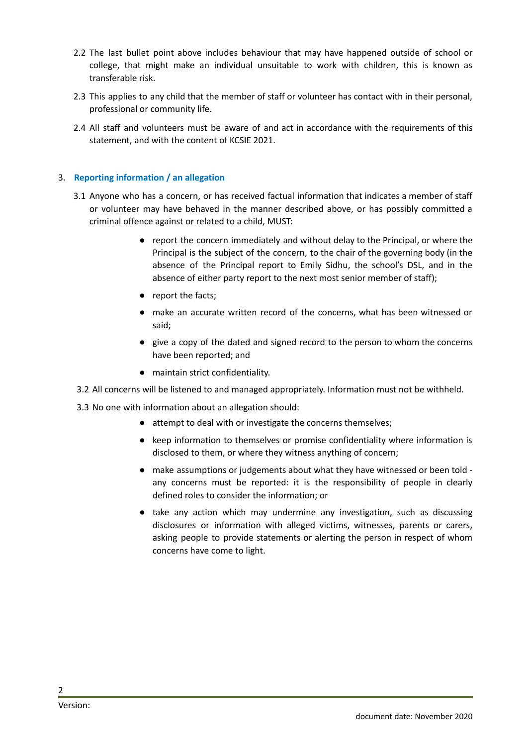2.2 The last bullet point above includes behaviour that may have happened outside of school or college, that might make an individual unsuitable to work with children, this is known as transferable risk.

2.3 This applies to any child that the member of staff or volunteer has contact with in their personal, professional or community life.

2.4 All staff and volunteers must be aware of and act in accordance with the requirements of this statement, and with the content of KCSIE 2021.

## 3. Reporting information / an allegation

3.1 Anyone who has a concern, or has received factual information that indicates a member of staff or volunteer may have behaved in the manner described above, or has possibly committed a criminal offence against or related to a child, MUST:

- report the concern immediately and without delay to the Principal, or where the Principal is the subject of the concern, to the chair of the governing body (in the absence of the Principal report to Emily Sidhu, the school's DSL, and in the absence of either party report to the next most senior member of staff);
- report the facts;
- make an accurate written record of the concerns, what has been witnessed or said;
- give a copy of the dated and signed record to the person to whom the concerns have been reported; and
- maintain strict confidentiality.

3.2 All concerns will be listened to and managed appropriately. Information must not be withheld.

3.3 No one with information about an allegation should:

- attempt to deal with or investigate the concerns themselves;
- keep information to themselves or promise confidentiality where information is disclosed to them, or where they witness anything of concern;
- make assumptions or judgements about what they have witnessed or been told - any concerns must be reported: it is the responsibility of people in clearly defined roles to consider the information; or
- take any action which may undermine any investigation, such as discussing disclosures or information with alleged victims, witnesses, parents or carers, asking people to provide statements or alerting the person in respect of whom concerns have come to light.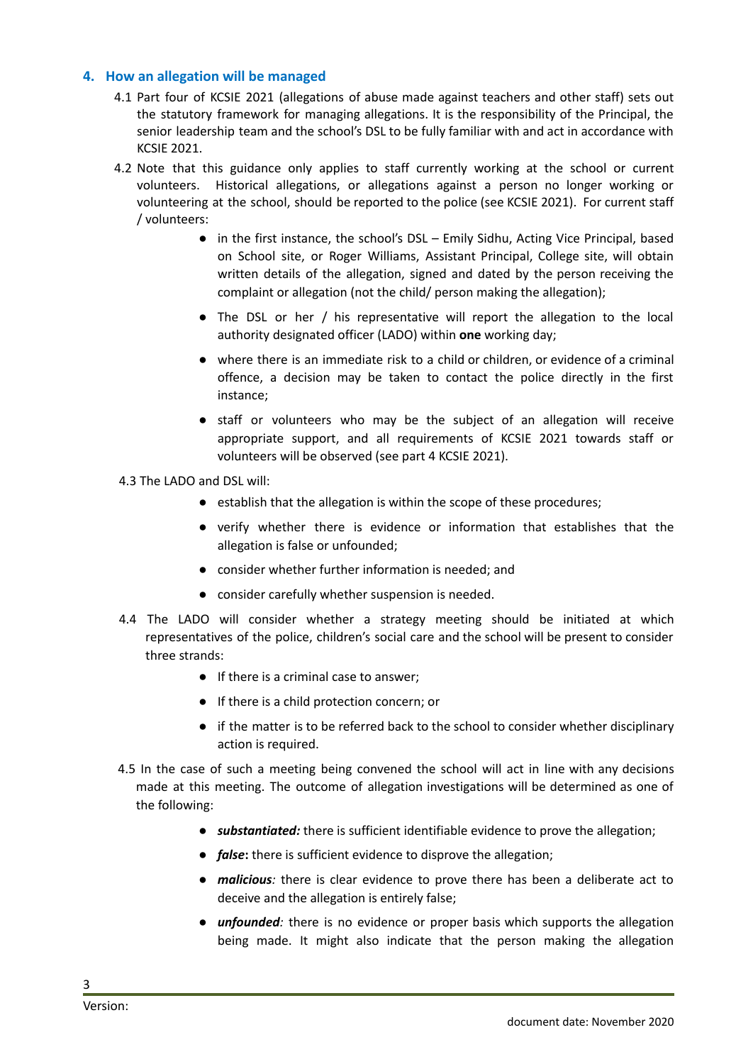## 4. How an allegation will be managed

4.1 Part four of KCSIE 2021 (allegations of abuse made against teachers and other staff) sets out the statutory framework for managing allegations. It is the responsibility of the Principal, the senior leadership team and the school's DSL to be fully familiar with and act in accordance with KCSIE 2021.

4.2 Note that this guidance only applies to staff currently working at the school or current volunteers. Historical allegations, or allegations against a person no longer working or volunteering at the school, should be reported to the police (see KCSIE 2021). For current staff / volunteers:

- in the first instance, the school's DSL – Emily Sidhu, Acting Vice Principal, based on School site, or Roger Williams, Assistant Principal, College site, will obtain written details of the allegation, signed and dated by the person receiving the complaint or allegation (not the child/ person making the allegation);
- The DSL or her / his representative will report the allegation to the local authority designated officer (LADO) within **one** working day;
- where there is an immediate risk to a child or children, or evidence of a criminal offence, a decision may be taken to contact the police directly in the first instance;
- staff or volunteers who may be the subject of an allegation will receive appropriate support, and all requirements of KCSIE 2021 towards staff or volunteers will be observed (see part 4 KCSIE 2021).

4.3 The LADO and DSL will:

- establish that the allegation is within the scope of these procedures;
- verify whether there is evidence or information that establishes that the allegation is false or unfounded;
- consider whether further information is needed; and
- consider carefully whether suspension is needed.

4.4 The LADO will consider whether a strategy meeting should be initiated at which representatives of the police, children's social care and the school will be present to consider three strands:

- If there is a criminal case to answer;
- If there is a child protection concern; or
- if the matter is to be referred back to the school to consider whether disciplinary action is required.

4.5 In the case of such a meeting being convened the school will act in line with any decisions made at this meeting. The outcome of allegation investigations will be determined as one of the following:

- ***substantiated:*** there is sufficient identifiable evidence to prove the allegation;
- ***false*:** there is sufficient evidence to disprove the allegation;
- ***malicious**:* there is clear evidence to prove there has been a deliberate act to deceive and the allegation is entirely false;
- ***unfounded**:* there is no evidence or proper basis which supports the allegation being made. It might also indicate that the person making the allegation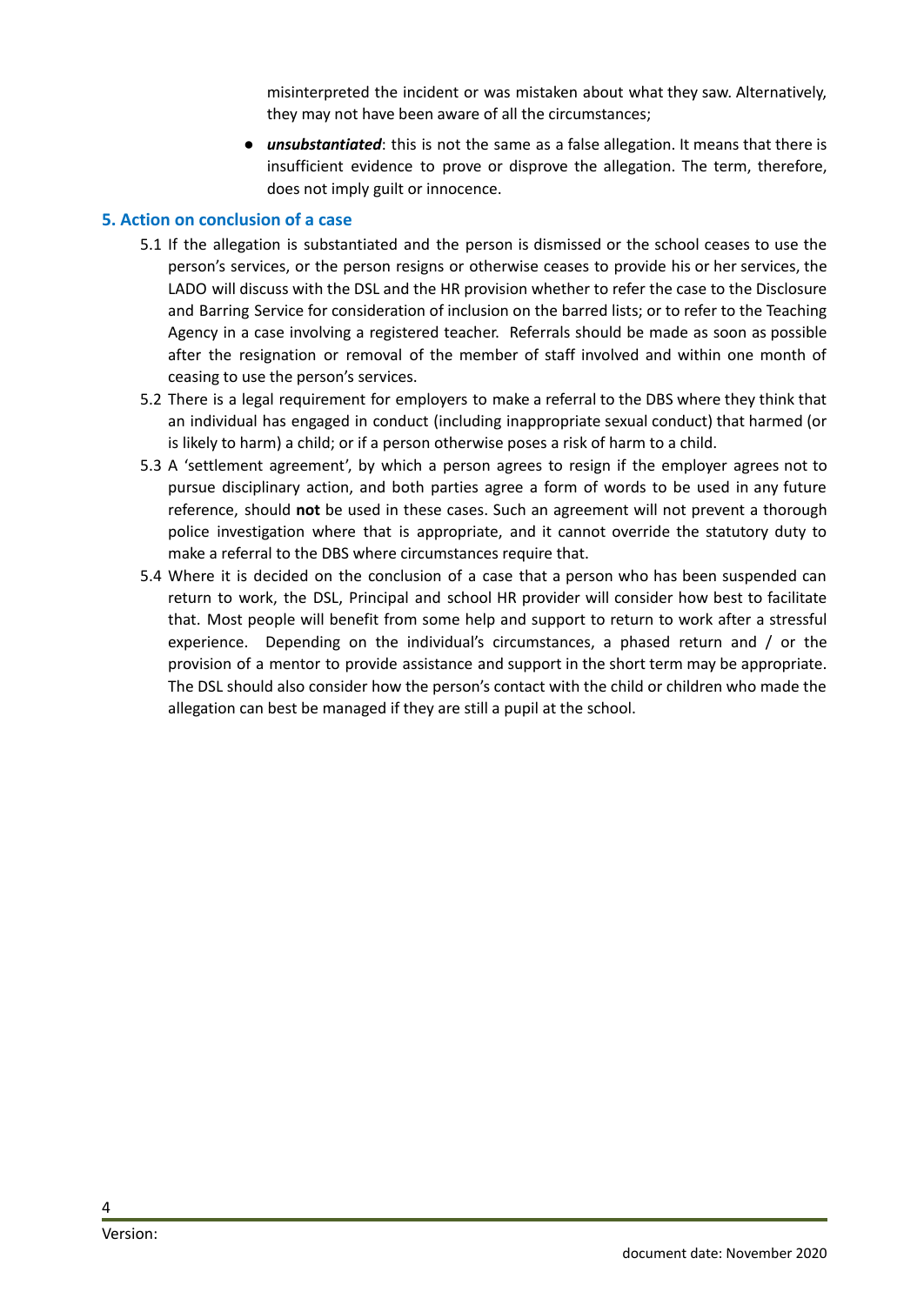misinterpreted the incident or was mistaken about what they saw. Alternatively, they may not have been aware of all the circumstances;

- ***unsubstantiated***: this is not the same as a false allegation. It means that there is insufficient evidence to prove or disprove the allegation. The term, therefore, does not imply guilt or innocence.

## 5. Action on conclusion of a case

5.1 If the allegation is substantiated and the person is dismissed or the school ceases to use the person's services, or the person resigns or otherwise ceases to provide his or her services, the LADO will discuss with the DSL and the HR provision whether to refer the case to the Disclosure and Barring Service for consideration of inclusion on the barred lists; or to refer to the Teaching Agency in a case involving a registered teacher. Referrals should be made as soon as possible after the resignation or removal of the member of staff involved and within one month of ceasing to use the person's services.

5.2 There is a legal requirement for employers to make a referral to the DBS where they think that an individual has engaged in conduct (including inappropriate sexual conduct) that harmed (or is likely to harm) a child; or if a person otherwise poses a risk of harm to a child.

5.3 A 'settlement agreement', by which a person agrees to resign if the employer agrees not to pursue disciplinary action, and both parties agree a form of words to be used in any future reference, should **not** be used in these cases. Such an agreement will not prevent a thorough police investigation where that is appropriate, and it cannot override the statutory duty to make a referral to the DBS where circumstances require that.

5.4 Where it is decided on the conclusion of a case that a person who has been suspended can return to work, the DSL, Principal and school HR provider will consider how best to facilitate that. Most people will benefit from some help and support to return to work after a stressful experience. Depending on the individual's circumstances, a phased return and / or the provision of a mentor to provide assistance and support in the short term may be appropriate. The DSL should also consider how the person's contact with the child or children who made the allegation can best be managed if they are still a pupil at the school.